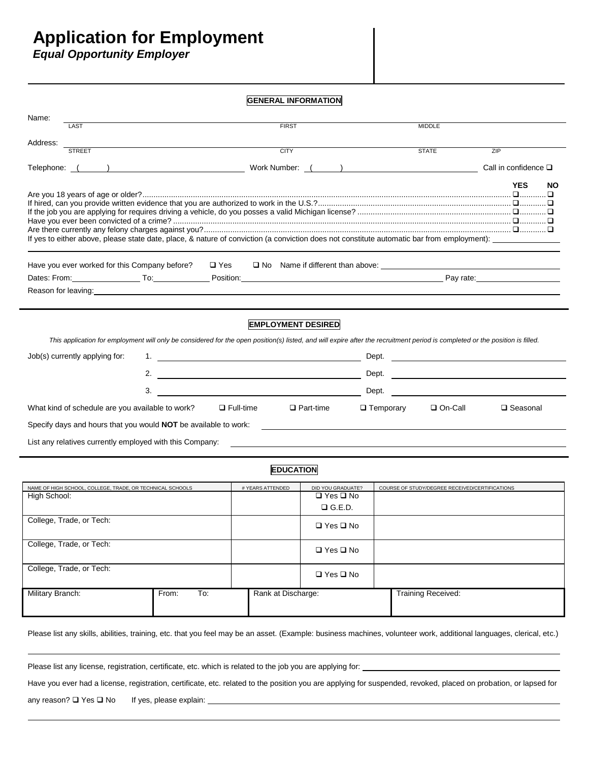# Application for Employment

***Equal Opportunity Employer***

## GENERAL INFORMATION

Name: ______________________________________________
LAST FIRST MIDDLE

Address: ______________________________________________
STREET CITY STATE ZIP

Telephone: ( ) ____________________ Work Number: ( ) ____________________ Call in confidence ❑

| | YES | NO |
|---|---|---|
| Are you 18 years of age or older? | ❑ | ❑ |
| If hired, can you provide written evidence that you are authorized to work in the U.S.? | ❑ | ❑ |
| If the job you are applying for requires driving a vehicle, do you posses a valid Michigan license? | ❑ | ❑ |
| Have you ever been convicted of a crime? | ❑ | ❑ |
| Are there currently any felony charges against you? | ❑ | ❑ |

If yes to either above, please state date, place, & nature of conviction (a conviction does not constitute automatic bar from employment): ____________________

Have you ever worked for this Company before? ❑ Yes ❑ No Name if different than above: ____________________

Dates: From: ________ To: ________ Position: ____________________ Pay rate: ________

Reason for leaving: ____________________

## EMPLOYMENT DESIRED

*This application for employment will only be considered for the open position(s) listed, and will expire after the recruitment period is completed or the position is filled.*

Job(s) currently applying for:

1. ____________________ Dept. ____________________
2. ____________________ Dept. ____________________
3. ____________________ Dept. ____________________

What kind of schedule are you available to work? ❑ Full-time ❑ Part-time ❑ Temporary ❑ On-Call ❑ Seasonal

Specify days and hours that you would **NOT** be available to work: ____________________

List any relatives currently employed with this Company: ____________________

## EDUCATION

| NAME OF HIGH SCHOOL, COLLEGE, TRADE, OR TECHNICAL SCHOOLS | # YEARS ATTENDED | DID YOU GRADUATE? | COURSE OF STUDY/DEGREE RECEIVED/CERTIFICATIONS |
|---|---|---|---|
| High School: | | ❑ Yes ❑ No ❑ G.E.D. | |
| College, Trade, or Tech: | | ❑ Yes ❑ No | |
| College, Trade, or Tech: | | ❑ Yes ❑ No | |
| College, Trade, or Tech: | | ❑ Yes ❑ No | |

| Military Branch: | From: To: | Rank at Discharge: | Training Received: |
|---|---|---|---|
| | | | |

Please list any skills, abilities, training, etc. that you feel may be an asset. (Example: business machines, volunteer work, additional languages, clerical, etc.)

____________________

Please list any license, registration, certificate, etc. which is related to the job you are applying for: ____________________

Have you ever had a license, registration, certificate, etc. related to the position you are applying for suspended, revoked, placed on probation, or lapsed for any reason? ❑ Yes ❑ No If yes, please explain: ____________________

____________________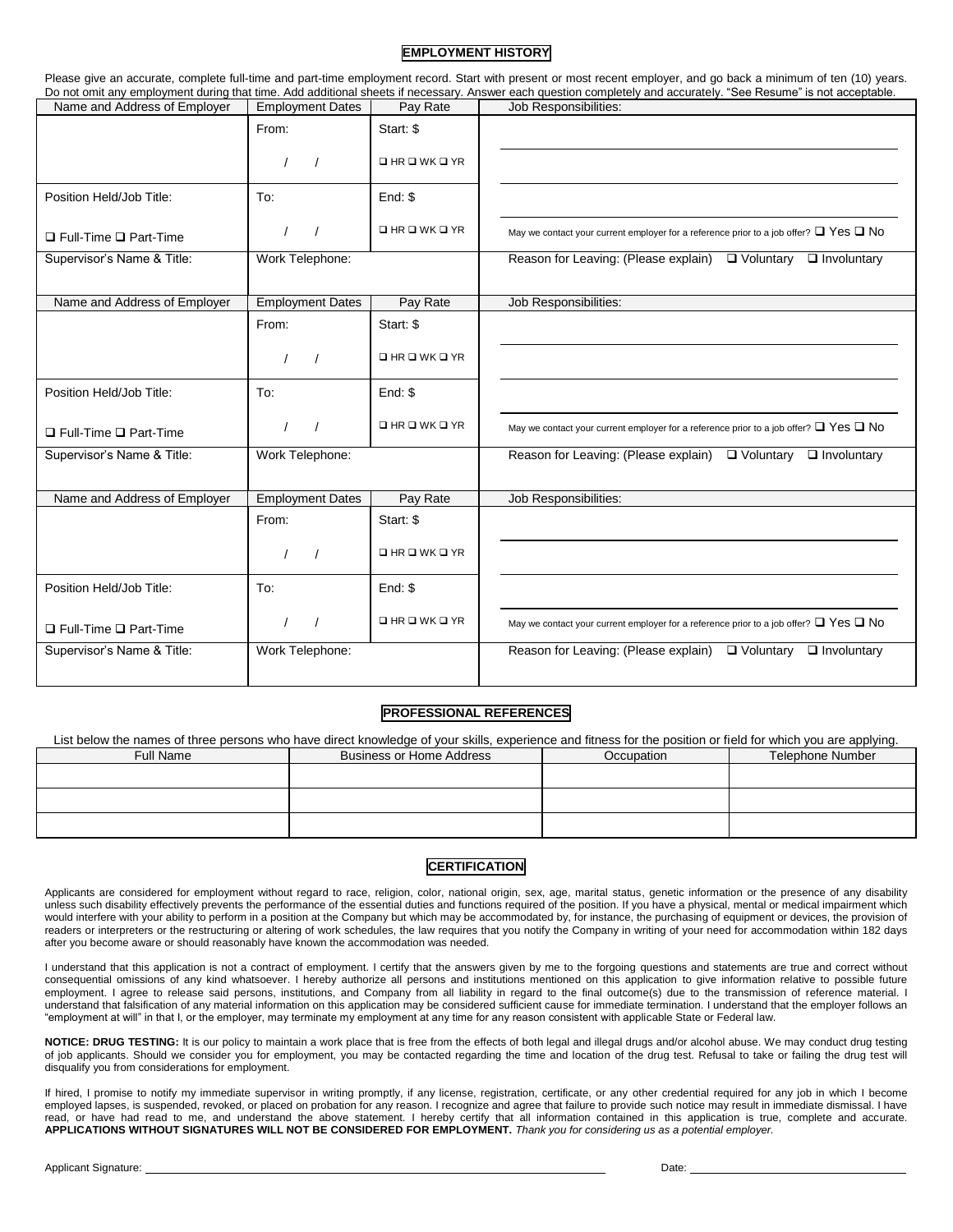## EMPLOYMENT HISTORY

Please give an accurate, complete full-time and part-time employment record. Start with present or most recent employer, and go back a minimum of ten (10) years. Do not omit any employment during that time. Add additional sheets if necessary. Answer each question completely and accurately. "See Resume" is not acceptable.

| Name and Address of Employer | Employment Dates | Pay Rate | Job Responsibilities: |
|---|---|---|---|
| | From: | Start: $ | |
| | / / | ❑ HR ❑ WK ❑ YR | |
| Position Held/Job Title: | To: | End: $ | |
| ❑ Full-Time ❑ Part-Time | / / | ❑ HR ❑ WK ❑ YR | May we contact your current employer for a reference prior to a job offer? ❑ Yes ❑ No |
| Supervisor's Name & Title: | Work Telephone: | | Reason for Leaving: (Please explain) ❑ Voluntary ❑ Involuntary |

| Name and Address of Employer | Employment Dates | Pay Rate | Job Responsibilities: |
|---|---|---|---|
| | From: | Start: $ | |
| | / / | ❑ HR ❑ WK ❑ YR | |
| Position Held/Job Title: | To: | End: $ | |
| ❑ Full-Time ❑ Part-Time | / / | ❑ HR ❑ WK ❑ YR | May we contact your current employer for a reference prior to a job offer? ❑ Yes ❑ No |
| Supervisor's Name & Title: | Work Telephone: | | Reason for Leaving: (Please explain) ❑ Voluntary ❑ Involuntary |

| Name and Address of Employer | Employment Dates | Pay Rate | Job Responsibilities: |
|---|---|---|---|
| | From: | Start: $ | |
| | / / | ❑ HR ❑ WK ❑ YR | |
| Position Held/Job Title: | To: | End: $ | |
| ❑ Full-Time ❑ Part-Time | / / | ❑ HR ❑ WK ❑ YR | May we contact your current employer for a reference prior to a job offer? ❑ Yes ❑ No |
| Supervisor's Name & Title: | Work Telephone: | | Reason for Leaving: (Please explain) ❑ Voluntary ❑ Involuntary |

## PROFESSIONAL REFERENCES

List below the names of three persons who have direct knowledge of your skills, experience and fitness for the position or field for which you are applying.

| Full Name | Business or Home Address | Occupation | Telephone Number |
|---|---|---|---|
| | | | |
| | | | |
| | | | |

## CERTIFICATION

Applicants are considered for employment without regard to race, religion, color, national origin, sex, age, marital status, genetic information or the presence of any disability unless such disability effectively prevents the performance of the essential duties and functions required of the position. If you have a physical, mental or medical impairment which would interfere with your ability to perform in a position at the Company but which may be accommodated by, for instance, the purchasing of equipment or devices, the provision of readers or interpreters or the restructuring or altering of work schedules, the law requires that you notify the Company in writing of your need for accommodation within 182 days after you become aware or should reasonably have known the accommodation was needed.

I understand that this application is not a contract of employment. I certify that the answers given by me to the forgoing questions and statements are true and correct without consequential omissions of any kind whatsoever. I hereby authorize all persons and institutions mentioned on this application to give information relative to possible future employment. I agree to release said persons, institutions, and Company from all liability in regard to the final outcome(s) due to the transmission of reference material. I understand that falsification of any material information on this application may be considered sufficient cause for immediate termination. I understand that the employer follows an "employment at will" in that I, or the employer, may terminate my employment at any time for any reason consistent with applicable State or Federal law.

**NOTICE: DRUG TESTING:** It is our policy to maintain a work place that is free from the effects of both legal and illegal drugs and/or alcohol abuse. We may conduct drug testing of job applicants. Should we consider you for employment, you may be contacted regarding the time and location of the drug test. Refusal to take or failing the drug test will disqualify you from considerations for employment.

If hired, I promise to notify my immediate supervisor in writing promptly, if any license, registration, certificate, or any other credential required for any job in which I become employed lapses, is suspended, revoked, or placed on probation for any reason. I recognize and agree that failure to provide such notice may result in immediate dismissal. I have read, or have had read to me, and understand the above statement. I hereby certify that all information contained in this application is true, complete and accurate. **APPLICATIONS WITHOUT SIGNATURES WILL NOT BE CONSIDERED FOR EMPLOYMENT.** *Thank you for considering us as a potential employer.*

Applicant Signature: ______________________________ Date: ______________________